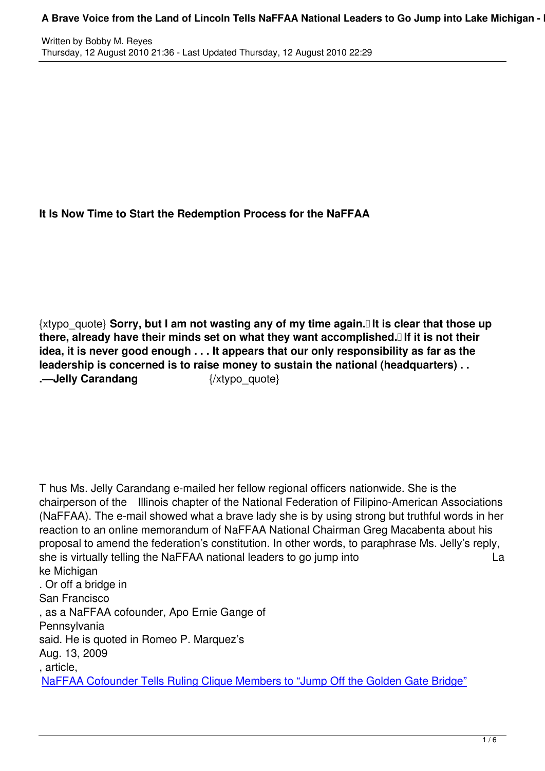# It Is Now Time to Start the Redemption Process for the NaFFAA

{xtypo_quote} **Sorry, but I am not wasting any of my time again. It is clear that those up there, already have their minds set on what they want accomplished. If it is not their idea, it is never good enough . . . It appears that our only responsibility as far as the leadership is concerned is to raise money to sustain the national (headquarters) . . .—Jelly Carandang** {/xtypo_quote}

Thus Ms. Jelly Carandang e-mailed her fellow regional officers nationwide. She is the chairperson of the Illinois chapter of the National Federation of Filipino-American Associations (NaFFAA). The e-mail showed what a brave lady she is by using strong but truthful words in her reaction to an online memorandum of NaFFAA National Chairman Greg Macabenta about his proposal to amend the federation's constitution. In other words, to paraphrase Ms. Jelly's reply, she is virtually telling the NaFFAA national leaders to go jump into Lake Michigan. Or off a bridge in San Francisco, as a NaFFAA cofounder, Apo Ernie Gange of Pennsylvania said. He is quoted in Romeo P. Marquez's Aug. 13, 2009, article, NaFFAA Cofounder Tells Ruling Clique Members to "Jump Off the Golden Gate Bridge"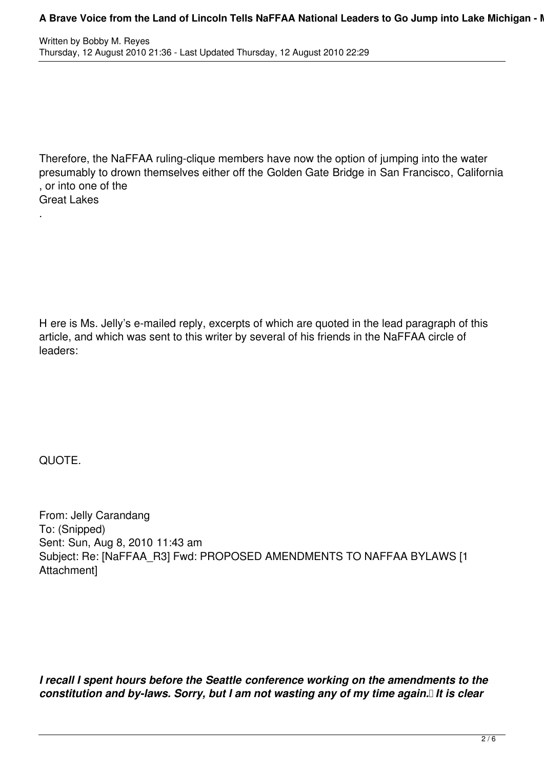Therefore, the NaFFAA ruling-clique members have now the option of jumping into the water presumably to drown themselves either off the Golden Gate Bridge in San Francisco, California, or into one of the Great Lakes.

H ere is Ms. Jelly's e-mailed reply, excerpts of which are quoted in the lead paragraph of this article, and which was sent to this writer by several of his friends in the NaFFAA circle of leaders:

QUOTE.

From: Jelly Carandang
To: (Snipped)
Sent: Sun, Aug 8, 2010 11:43 am
Subject: Re: [NaFFAA_R3] Fwd: PROPOSED AMENDMENTS TO NAFFAA BYLAWS [1 Attachment]

***I recall I spent hours before the Seattle conference working on the amendments to the constitution and by-laws. Sorry, but I am not wasting any of my time again. It is clear***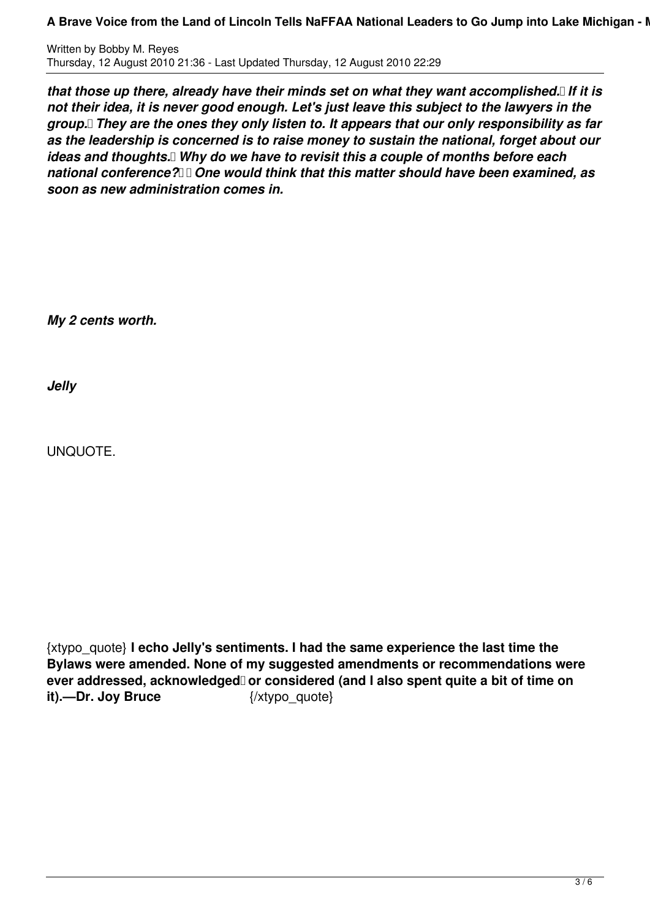***that those up there, already have their minds set on what they want accomplished. If it is not their idea, it is never good enough. Let's just leave this subject to the lawyers in the group. They are the ones they only listen to. It appears that our only responsibility as far as the leadership is concerned is to raise money to sustain the national, forget about our ideas and thoughts. Why do we have to revisit this a couple of months before each national conference? One would think that this matter should have been examined, as soon as new administration comes in.***

***My 2 cents worth.***

***Jelly***

UNQUOTE.

{xtypo_quote} **I echo Jelly's sentiments. I had the same experience the last time the Bylaws were amended. None of my suggested amendments or recommendations were ever addressed, acknowledged or considered (and I also spent quite a bit of time on it).—Dr. Joy Bruce** {/xtypo_quote}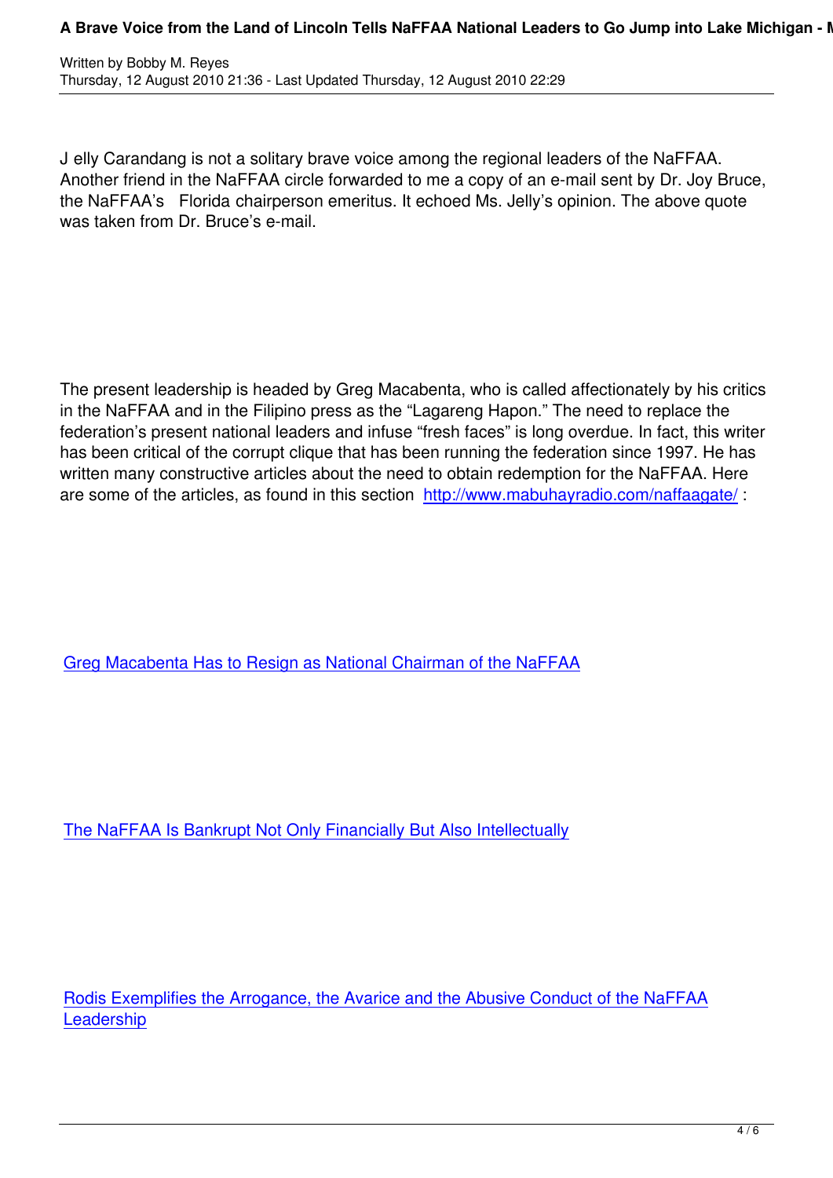J elly Carandang is not a solitary brave voice among the regional leaders of the NaFFAA. Another friend in the NaFFAA circle forwarded to me a copy of an e-mail sent by Dr. Joy Bruce, the NaFFAA's Florida chairperson emeritus. It echoed Ms. Jelly's opinion. The above quote was taken from Dr. Bruce's e-mail.

The present leadership is headed by Greg Macabenta, who is called affectionately by his critics in the NaFFAA and in the Filipino press as the "Lagareng Hapon." The need to replace the federation's present national leaders and infuse "fresh faces" is long overdue. In fact, this writer has been critical of the corrupt clique that has been running the federation since 1997. He has written many constructive articles about the need to obtain redemption for the NaFFAA. Here are some of the articles, as found in this section [http://www.mabuhayradio.com/naffaagate/](http://www.mabuhayradio.com/naffaagate/) :

[Greg Macabenta Has to Resign as National Chairman of the NaFFAA]()

[The NaFFAA Is Bankrupt Not Only Financially But Also Intellectually]()

[Rodis Exemplifies the Arrogance, the Avarice and the Abusive Conduct of the NaFFAA Leadership]()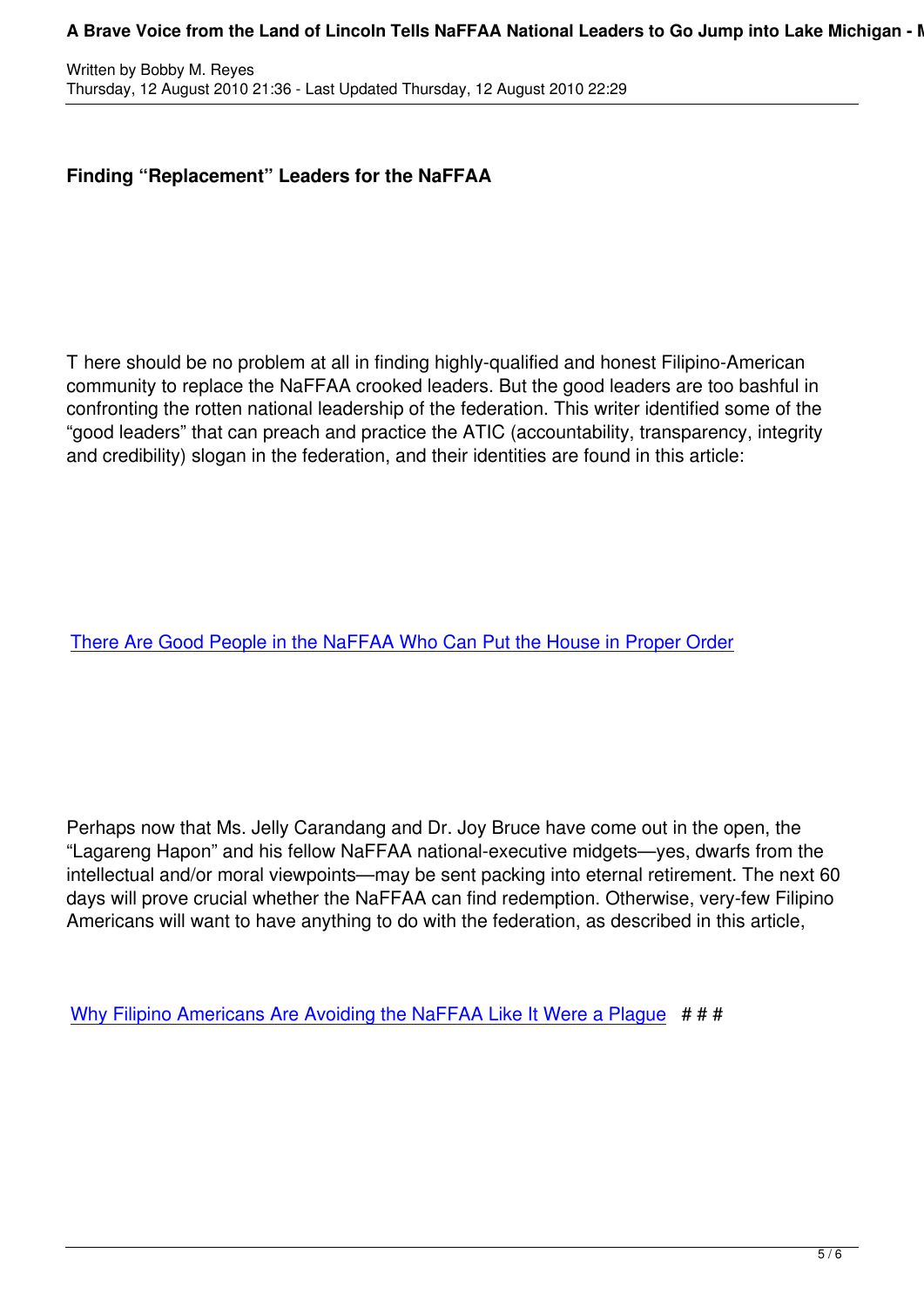**Finding "Replacement" Leaders for the NaFFAA**

T here should be no problem at all in finding highly-qualified and honest Filipino-American community to replace the NaFFAA crooked leaders. But the good leaders are too bashful in confronting the rotten national leadership of the federation. This writer identified some of the "good leaders" that can preach and practice the ATIC (accountability, transparency, integrity and credibility) slogan in the federation, and their identities are found in this article:

There Are Good People in the NaFFAA Who Can Put the House in Proper Order

Perhaps now that Ms. Jelly Carandang and Dr. Joy Bruce have come out in the open, the "Lagareng Hapon" and his fellow NaFFAA national-executive midgets—yes, dwarfs from the intellectual and/or moral viewpoints—may be sent packing into eternal retirement. The next 60 days will prove crucial whether the NaFFAA can find redemption. Otherwise, very-few Filipino Americans will want to have anything to do with the federation, as described in this article,

Why Filipino Americans Are Avoiding the NaFFAA Like It Were a Plague # # #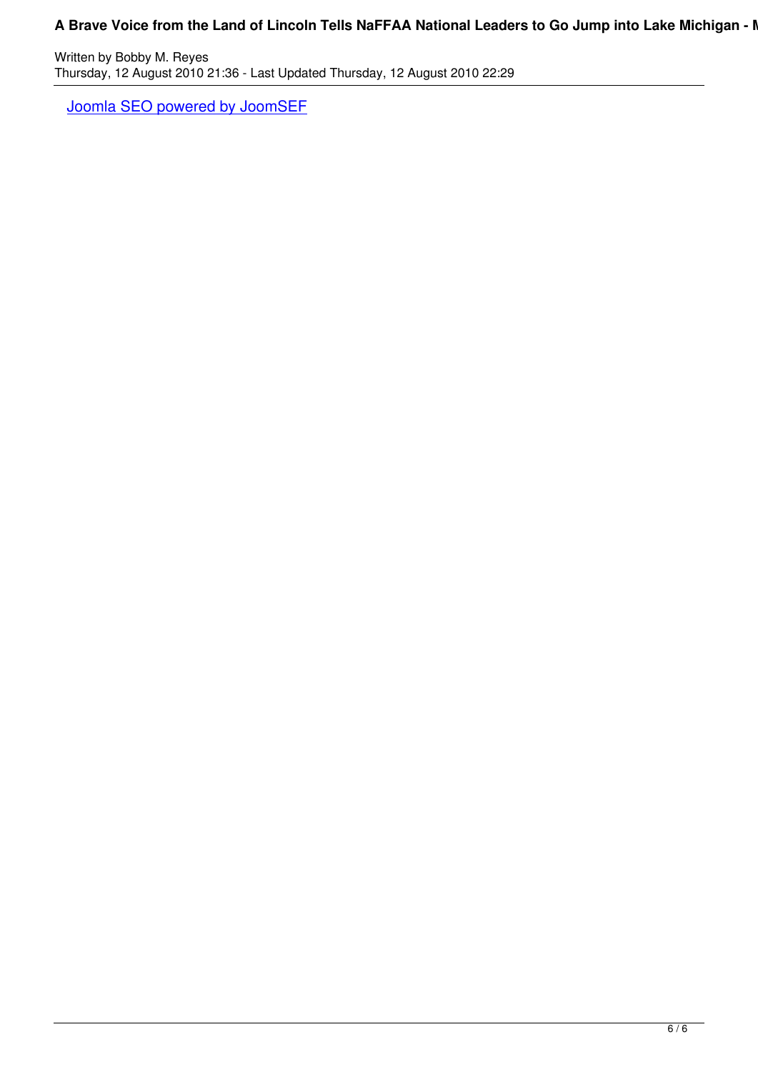Joomla SEO powered by JoomSEF